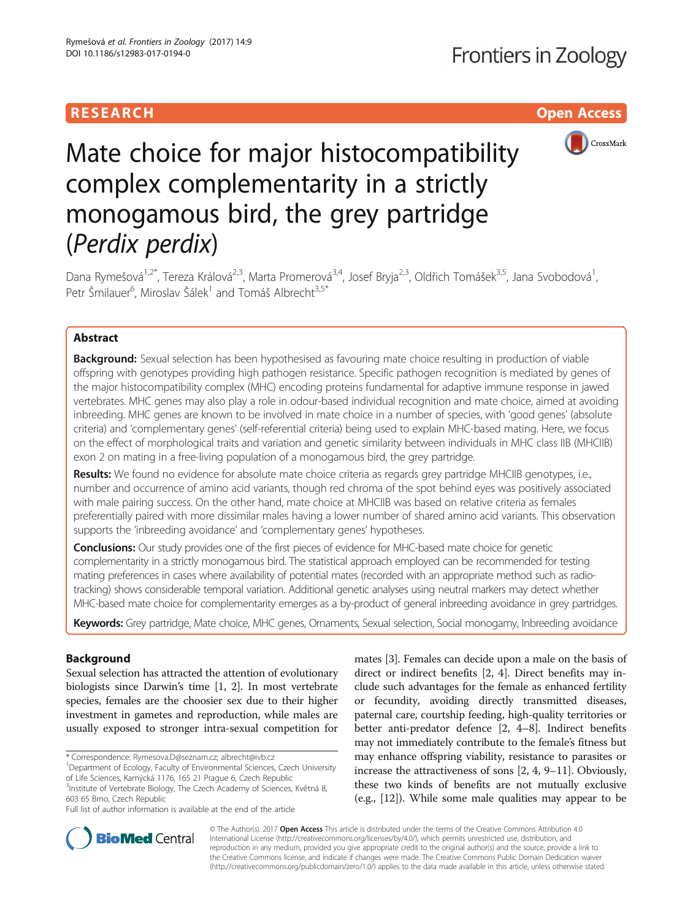RESEARCH Open Access

# Mate choice for major histocompatibility complex complementarity in a strictly monogamous bird, the grey partridge (*Perdix perdix*)

Dana Rymešová[1,2*], Tereza Králová[2,3], Marta Promerová[3,4], Josef Bryja[2,3], Oldřich Tomášek[3,5], Jana Svobodová[1], Petr Šmilauer[6], Miroslav Šálek[1] and Tomáš Albrecht[3,5*]

## Abstract

**Background:** Sexual selection has been hypothesised as favouring mate choice resulting in production of viable offspring with genotypes providing high pathogen resistance. Specific pathogen recognition is mediated by genes of the major histocompatibility complex (MHC) encoding proteins fundamental for adaptive immune response in jawed vertebrates. MHC genes may also play a role in odour-based individual recognition and mate choice, aimed at avoiding inbreeding. MHC genes are known to be involved in mate choice in a number of species, with 'good genes' (absolute criteria) and 'complementary genes' (self-referential criteria) being used to explain MHC-based mating. Here, we focus on the effect of morphological traits and variation and genetic similarity between individuals in MHC class IIB (MHCIIB) exon 2 on mating in a free-living population of a monogamous bird, the grey partridge.

**Results:** We found no evidence for absolute mate choice criteria as regards grey partridge MHCIIB genotypes, i.e., number and occurrence of amino acid variants, though red chroma of the spot behind eyes was positively associated with male pairing success. On the other hand, mate choice at MHCIIB was based on relative criteria as females preferentially paired with more dissimilar males having a lower number of shared amino acid variants. This observation supports the 'inbreeding avoidance' and 'complementary genes' hypotheses.

**Conclusions:** Our study provides one of the first pieces of evidence for MHC-based mate choice for genetic complementarity in a strictly monogamous bird. The statistical approach employed can be recommended for testing mating preferences in cases where availability of potential mates (recorded with an appropriate method such as radio-tracking) shows considerable temporal variation. Additional genetic analyses using neutral markers may detect whether MHC-based mate choice for complementarity emerges as a by-product of general inbreeding avoidance in grey partridges.

**Keywords:** Grey partridge, Mate choice, MHC genes, Ornaments, Sexual selection, Social monogamy, Inbreeding avoidance

## Background

Sexual selection has attracted the attention of evolutionary biologists since Darwin's time [1, 2]. In most vertebrate species, females are the choosier sex due to their higher investment in gametes and reproduction, while males are usually exposed to stronger intra-sexual competition for mates [3]. Females can decide upon a male on the basis of direct or indirect benefits [2, 4]. Direct benefits may include such advantages for the female as enhanced fertility or fecundity, avoiding directly transmitted diseases, paternal care, courtship feeding, high-quality territories or better anti-predator defence [2, 4–8]. Indirect benefits may not immediately contribute to the female's fitness but may enhance offspring viability, resistance to parasites or increase the attractiveness of sons [2, 4, 9–11]. Obviously, these two kinds of benefits are not mutually exclusive (e.g., [12]). While some male qualities may appear to be

* Correspondence: Rymesova.D@seznam.cz; albrecht@ivb.cz
[1]Department of Ecology, Faculty of Environmental Sciences, Czech University of Life Sciences, Kamýcká 1176, 165 21 Prague 6, Czech Republic
[3]Institute of Vertebrate Biology, The Czech Academy of Sciences, Květná 8, 603 65 Brno, Czech Republic
Full list of author information is available at the end of the article

© The Author(s). 2017 **Open Access** This article is distributed under the terms of the Creative Commons Attribution 4.0 International License (http://creativecommons.org/licenses/by/4.0/), which permits unrestricted use, distribution, and reproduction in any medium, provided you give appropriate credit to the original author(s) and the source, provide a link to the Creative Commons license, and indicate if changes were made. The Creative Commons Public Domain Dedication waiver (http://creativecommons.org/publicdomain/zero/1.0/) applies to the data made available in this article, unless otherwise stated.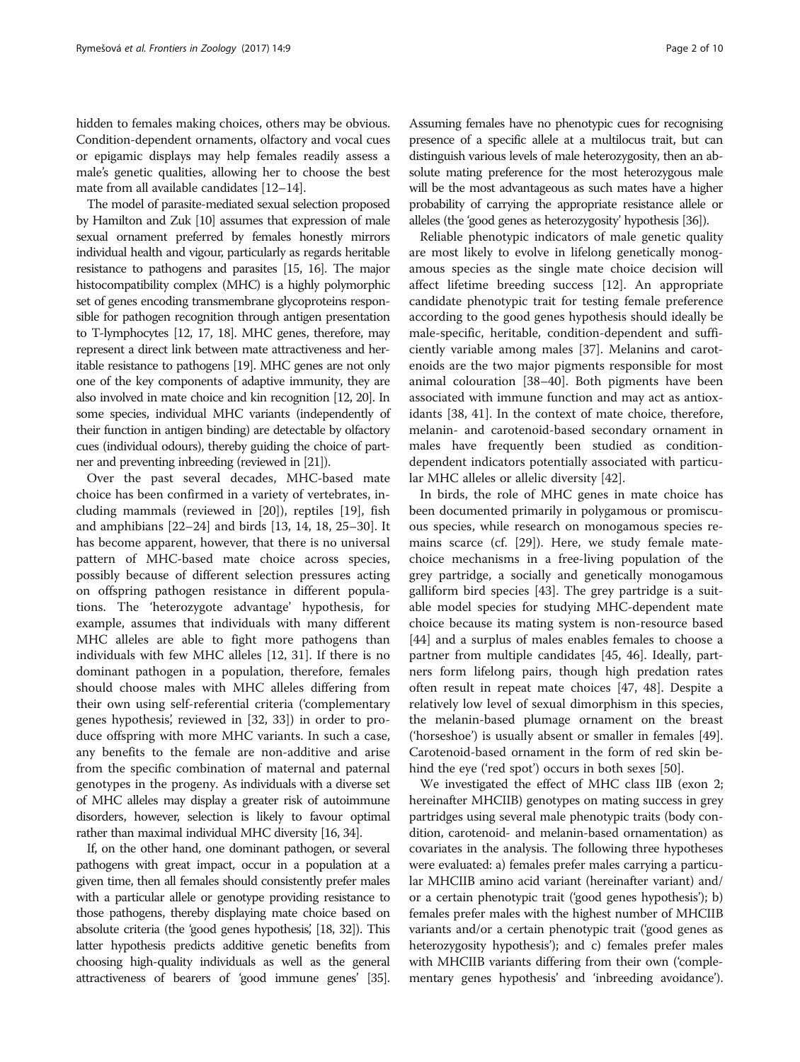hidden to females making choices, others may be obvious. Condition-dependent ornaments, olfactory and vocal cues or epigamic displays may help females readily assess a male's genetic qualities, allowing her to choose the best mate from all available candidates [12–14].

The model of parasite-mediated sexual selection proposed by Hamilton and Zuk [10] assumes that expression of male sexual ornament preferred by females honestly mirrors individual health and vigour, particularly as regards heritable resistance to pathogens and parasites [15, 16]. The major histocompatibility complex (MHC) is a highly polymorphic set of genes encoding transmembrane glycoproteins responsible for pathogen recognition through antigen presentation to T-lymphocytes [12, 17, 18]. MHC genes, therefore, may represent a direct link between mate attractiveness and heritable resistance to pathogens [19]. MHC genes are not only one of the key components of adaptive immunity, they are also involved in mate choice and kin recognition [12, 20]. In some species, individual MHC variants (independently of their function in antigen binding) are detectable by olfactory cues (individual odours), thereby guiding the choice of partner and preventing inbreeding (reviewed in [21]).

Over the past several decades, MHC-based mate choice has been confirmed in a variety of vertebrates, including mammals (reviewed in [20]), reptiles [19], fish and amphibians [22–24] and birds [13, 14, 18, 25–30]. It has become apparent, however, that there is no universal pattern of MHC-based mate choice across species, possibly because of different selection pressures acting on offspring pathogen resistance in different populations. The 'heterozygote advantage' hypothesis, for example, assumes that individuals with many different MHC alleles are able to fight more pathogens than individuals with few MHC alleles [12, 31]. If there is no dominant pathogen in a population, therefore, females should choose males with MHC alleles differing from their own using self-referential criteria ('complementary genes hypothesis', reviewed in [32, 33]) in order to produce offspring with more MHC variants. In such a case, any benefits to the female are non-additive and arise from the specific combination of maternal and paternal genotypes in the progeny. As individuals with a diverse set of MHC alleles may display a greater risk of autoimmune disorders, however, selection is likely to favour optimal rather than maximal individual MHC diversity [16, 34].

If, on the other hand, one dominant pathogen, or several pathogens with great impact, occur in a population at a given time, then all females should consistently prefer males with a particular allele or genotype providing resistance to those pathogens, thereby displaying mate choice based on absolute criteria (the 'good genes hypothesis', [18, 32]). This latter hypothesis predicts additive genetic benefits from choosing high-quality individuals as well as the general attractiveness of bearers of 'good immune genes' [35]. Assuming females have no phenotypic cues for recognising presence of a specific allele at a multilocus trait, but can distinguish various levels of male heterozygosity, then an absolute mating preference for the most heterozygous male will be the most advantageous as such mates have a higher probability of carrying the appropriate resistance allele or alleles (the 'good genes as heterozygosity' hypothesis [36]).

Reliable phenotypic indicators of male genetic quality are most likely to evolve in lifelong genetically monogamous species as the single mate choice decision will affect lifetime breeding success [12]. An appropriate candidate phenotypic trait for testing female preference according to the good genes hypothesis should ideally be male-specific, heritable, condition-dependent and sufficiently variable among males [37]. Melanins and carotenoids are the two major pigments responsible for most animal colouration [38–40]. Both pigments have been associated with immune function and may act as antioxidants [38, 41]. In the context of mate choice, therefore, melanin- and carotenoid-based secondary ornament in males have frequently been studied as condition-dependent indicators potentially associated with particular MHC alleles or allelic diversity [42].

In birds, the role of MHC genes in mate choice has been documented primarily in polygamous or promiscuous species, while research on monogamous species remains scarce (cf. [29]). Here, we study female mate-choice mechanisms in a free-living population of the grey partridge, a socially and genetically monogamous galliform bird species [43]. The grey partridge is a suitable model species for studying MHC-dependent mate choice because its mating system is non-resource based [44] and a surplus of males enables females to choose a partner from multiple candidates [45, 46]. Ideally, partners form lifelong pairs, though high predation rates often result in repeat mate choices [47, 48]. Despite a relatively low level of sexual dimorphism in this species, the melanin-based plumage ornament on the breast ('horseshoe') is usually absent or smaller in females [49]. Carotenoid-based ornament in the form of red skin behind the eye ('red spot') occurs in both sexes [50].

We investigated the effect of MHC class IIB (exon 2; hereinafter MHCIIB) genotypes on mating success in grey partridges using several male phenotypic traits (body condition, carotenoid- and melanin-based ornamentation) as covariates in the analysis. The following three hypotheses were evaluated: a) females prefer males carrying a particular MHCIIB amino acid variant (hereinafter variant) and/or a certain phenotypic trait ('good genes hypothesis'); b) females prefer males with the highest number of MHCIIB variants and/or a certain phenotypic trait ('good genes as heterozygosity hypothesis'); and c) females prefer males with MHCIIB variants differing from their own ('complementary genes hypothesis' and 'inbreeding avoidance').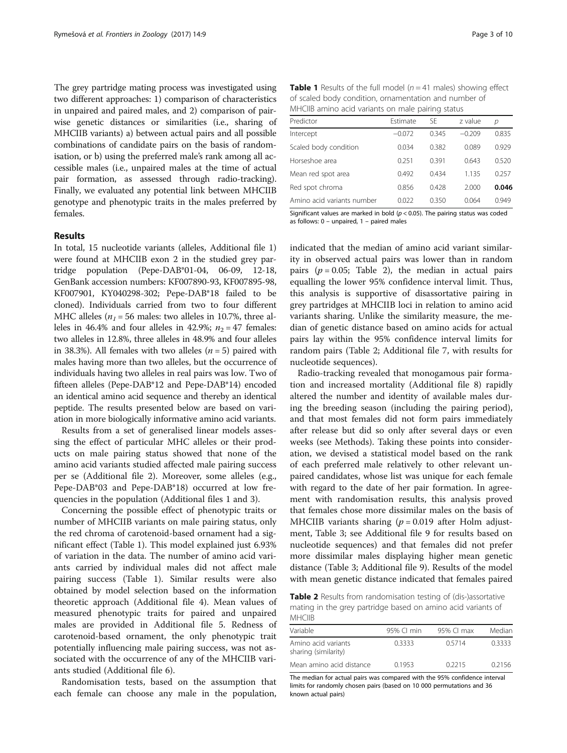The grey partridge mating process was investigated using two different approaches: 1) comparison of characteristics in unpaired and paired males, and 2) comparison of pairwise genetic distances or similarities (i.e., sharing of MHCIIB variants) a) between actual pairs and all possible combinations of candidate pairs on the basis of randomisation, or b) using the preferred male's rank among all accessible males (i.e., unpaired males at the time of actual pair formation, as assessed through radio-tracking). Finally, we evaluated any potential link between MHCIIB genotype and phenotypic traits in the males preferred by females.

## Results

In total, 15 nucleotide variants (alleles, Additional file 1) were found at MHCIIB exon 2 in the studied grey partridge population (Pepe-DAB*01-04, 06-09, 12-18, GenBank accession numbers: KF007890-93, KF007895-98, KF007901, KY040298-302; Pepe-DAB*18 failed to be cloned). Individuals carried from two to four different MHC alleles ($n_1 = 56$ males: two alleles in 10.7%, three alleles in 46.4% and four alleles in 42.9%; $n_2 = 47$ females: two alleles in 12.8%, three alleles in 48.9% and four alleles in 38.3%). All females with two alleles ($n = 5$) paired with males having more than two alleles, but the occurrence of individuals having two alleles in real pairs was low. Two of fifteen alleles (Pepe-DAB*12 and Pepe-DAB*14) encoded an identical amino acid sequence and thereby an identical peptide. The results presented below are based on variation in more biologically informative amino acid variants.

Results from a set of generalised linear models assessing the effect of particular MHC alleles or their products on male pairing status showed that none of the amino acid variants studied affected male pairing success per se (Additional file 2). Moreover, some alleles (e.g., Pepe-DAB*03 and Pepe-DAB*18) occurred at low frequencies in the population (Additional files 1 and 3).

Concerning the possible effect of phenotypic traits or number of MHCIIB variants on male pairing status, only the red chroma of carotenoid-based ornament had a significant effect (Table 1). This model explained just 6.93% of variation in the data. The number of amino acid variants carried by individual males did not affect male pairing success (Table 1). Similar results were also obtained by model selection based on the information theoretic approach (Additional file 4). Mean values of measured phenotypic traits for paired and unpaired males are provided in Additional file 5. Redness of carotenoid-based ornament, the only phenotypic trait potentially influencing male pairing success, was not associated with the occurrence of any of the MHCIIB variants studied (Additional file 6).

Randomisation tests, based on the assumption that each female can choose any male in the population, indicated that the median of amino acid variant similarity in observed actual pairs was lower than in random pairs ($p = 0.05$; Table 2), the median in actual pairs equalling the lower 95% confidence interval limit. Thus, this analysis is supportive of disassortative pairing in grey partridges at MHCIIB loci in relation to amino acid variants sharing. Unlike the similarity measure, the median of genetic distance based on amino acids for actual pairs lay within the 95% confidence interval limits for random pairs (Table 2; Additional file 7, with results for nucleotide sequences).

Radio-tracking revealed that monogamous pair formation and increased mortality (Additional file 8) rapidly altered the number and identity of available males during the breeding season (including the pairing period), and that most females did not form pairs immediately after release but did so only after several days or even weeks (see Methods). Taking these points into consideration, we devised a statistical model based on the rank of each preferred male relatively to other relevant unpaired candidates, whose list was unique for each female with regard to the date of her pair formation. In agreement with randomisation results, this analysis proved that females chose more dissimilar males on the basis of MHCIIB variants sharing ($p = 0.019$ after Holm adjustment, Table 3; see Additional file 9 for results based on nucleotide sequences) and that females did not prefer more dissimilar males displaying higher mean genetic distance (Table 3; Additional file 9). Results of the model with mean genetic distance indicated that females paired

**Table 1** Results of the full model ($n = 41$ males) showing effect of scaled body condition, ornamentation and number of MHCIIB amino acid variants on male pairing status

| Predictor | Estimate | SE | z value | p |
|---|---|---|---|---|
| Intercept | −0.072 | 0.345 | −0.209 | 0.835 |
| Scaled body condition | 0.034 | 0.382 | 0.089 | 0.929 |
| Horseshoe area | 0.251 | 0.391 | 0.643 | 0.520 |
| Mean red spot area | 0.492 | 0.434 | 1.135 | 0.257 |
| Red spot chroma | 0.856 | 0.428 | 2.000 | **0.046** |
| Amino acid variants number | 0.022 | 0.350 | 0.064 | 0.949 |

Significant values are marked in bold ($p < 0.05$). The pairing status was coded as follows: 0 – unpaired, 1 – paired males

**Table 2** Results from randomisation testing of (dis-)assortative mating in the grey partridge based on amino acid variants of MHCIIB

| Variable | 95% CI min | 95% CI max | Median |
|---|---|---|---|
| Amino acid variants sharing (similarity) | 0.3333 | 0.5714 | 0.3333 |
| Mean amino acid distance | 0.1953 | 0.2215 | 0.2156 |

The median for actual pairs was compared with the 95% confidence interval limits for randomly chosen pairs (based on 10 000 permutations and 36 known actual pairs)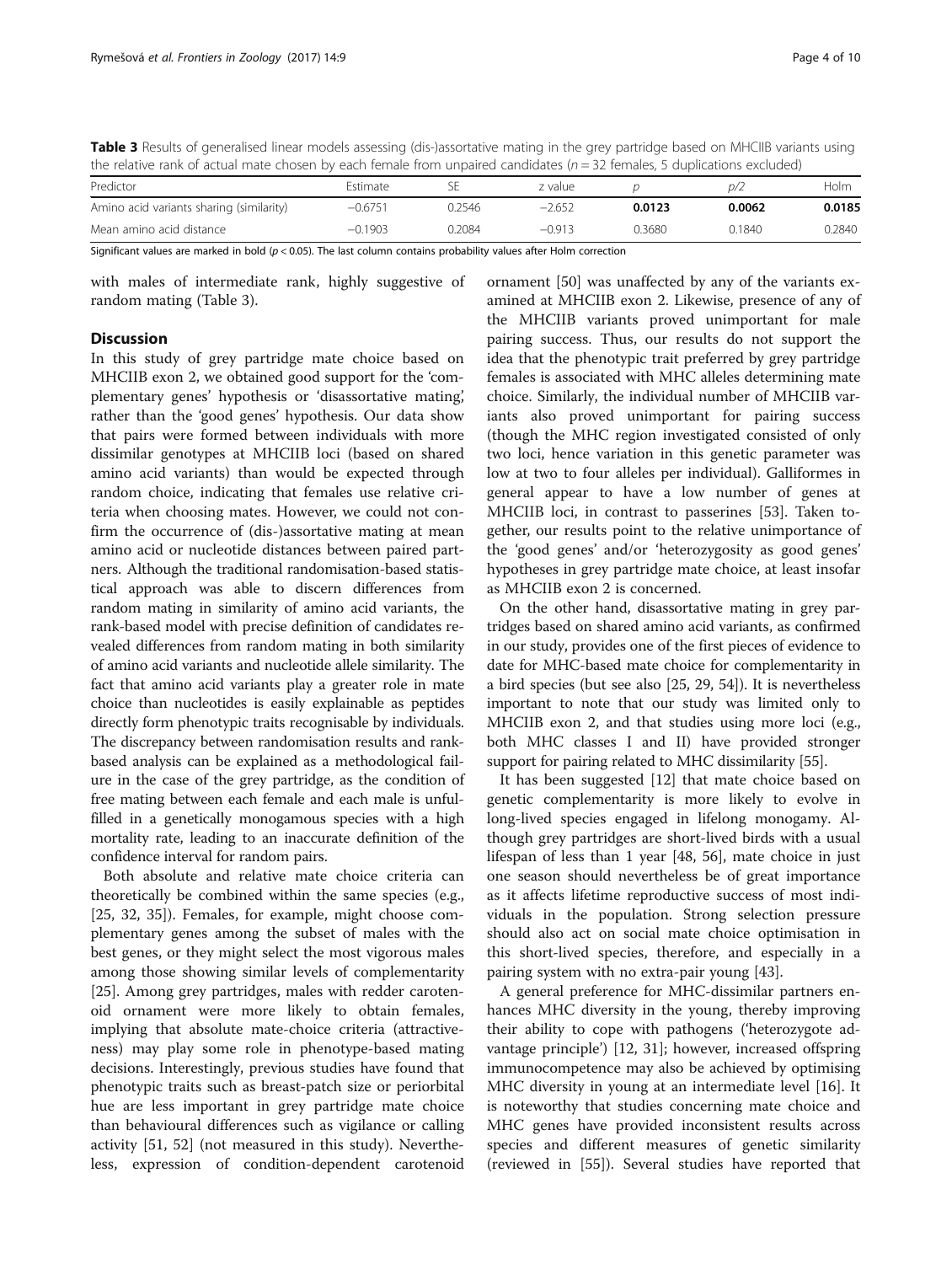**Table 3** Results of generalised linear models assessing (dis-)assortative mating in the grey partridge based on MHCIIB variants using the relative rank of actual mate chosen by each female from unpaired candidates ($n = 32$ females, 5 duplications excluded)

| Predictor | Estimate | SE | z value | p | p/2 | Holm |
|---|---|---|---|---|---|---|
| Amino acid variants sharing (similarity) | −0.6751 | 0.2546 | −2.652 | **0.0123** | **0.0062** | **0.0185** |
| Mean amino acid distance | −0.1903 | 0.2084 | −0.913 | 0.3680 | 0.1840 | 0.2840 |

Significant values are marked in bold ($p < 0.05$). The last column contains probability values after Holm correction

with males of intermediate rank, highly suggestive of random mating (Table 3).

## Discussion

In this study of grey partridge mate choice based on MHCIIB exon 2, we obtained good support for the 'complementary genes' hypothesis or 'disassortative mating', rather than the 'good genes' hypothesis. Our data show that pairs were formed between individuals with more dissimilar genotypes at MHCIIB loci (based on shared amino acid variants) than would be expected through random choice, indicating that females use relative criteria when choosing mates. However, we could not confirm the occurrence of (dis-)assortative mating at mean amino acid or nucleotide distances between paired partners. Although the traditional randomisation-based statistical approach was able to discern differences from random mating in similarity of amino acid variants, the rank-based model with precise definition of candidates revealed differences from random mating in both similarity of amino acid variants and nucleotide allele similarity. The fact that amino acid variants play a greater role in mate choice than nucleotides is easily explainable as peptides directly form phenotypic traits recognisable by individuals. The discrepancy between randomisation results and rank-based analysis can be explained as a methodological failure in the case of the grey partridge, as the condition of free mating between each female and each male is unfulfilled in a genetically monogamous species with a high mortality rate, leading to an inaccurate definition of the confidence interval for random pairs.

Both absolute and relative mate choice criteria can theoretically be combined within the same species (e.g., [25, 32, 35]). Females, for example, might choose complementary genes among the subset of males with the best genes, or they might select the most vigorous males among those showing similar levels of complementarity [25]. Among grey partridges, males with redder carotenoid ornament were more likely to obtain females, implying that absolute mate-choice criteria (attractiveness) may play some role in phenotype-based mating decisions. Interestingly, previous studies have found that phenotypic traits such as breast-patch size or periorbital hue are less important in grey partridge mate choice than behavioural differences such as vigilance or calling activity [51, 52] (not measured in this study). Nevertheless, expression of condition-dependent carotenoid ornament [50] was unaffected by any of the variants examined at MHCIIB exon 2. Likewise, presence of any of the MHCIIB variants proved unimportant for male pairing success. Thus, our results do not support the idea that the phenotypic trait preferred by grey partridge females is associated with MHC alleles determining mate choice. Similarly, the individual number of MHCIIB variants also proved unimportant for pairing success (though the MHC region investigated consisted of only two loci, hence variation in this genetic parameter was low at two to four alleles per individual). Galliformes in general appear to have a low number of genes at MHCIIB loci, in contrast to passerines [53]. Taken together, our results point to the relative unimportance of the 'good genes' and/or 'heterozygosity as good genes' hypotheses in grey partridge mate choice, at least insofar as MHCIIB exon 2 is concerned.

On the other hand, disassortative mating in grey partridges based on shared amino acid variants, as confirmed in our study, provides one of the first pieces of evidence to date for MHC-based mate choice for complementarity in a bird species (but see also [25, 29, 54]). It is nevertheless important to note that our study was limited only to MHCIIB exon 2, and that studies using more loci (e.g., both MHC classes I and II) have provided stronger support for pairing related to MHC dissimilarity [55].

It has been suggested [12] that mate choice based on genetic complementarity is more likely to evolve in long-lived species engaged in lifelong monogamy. Although grey partridges are short-lived birds with a usual lifespan of less than 1 year [48, 56], mate choice in just one season should nevertheless be of great importance as it affects lifetime reproductive success of most individuals in the population. Strong selection pressure should also act on social mate choice optimisation in this short-lived species, therefore, and especially in a pairing system with no extra-pair young [43].

A general preference for MHC-dissimilar partners enhances MHC diversity in the young, thereby improving their ability to cope with pathogens ('heterozygote advantage principle') [12, 31]; however, increased offspring immunocompetence may also be achieved by optimising MHC diversity in young at an intermediate level [16]. It is noteworthy that studies concerning mate choice and MHC genes have provided inconsistent results across species and different measures of genetic similarity (reviewed in [55]). Several studies have reported that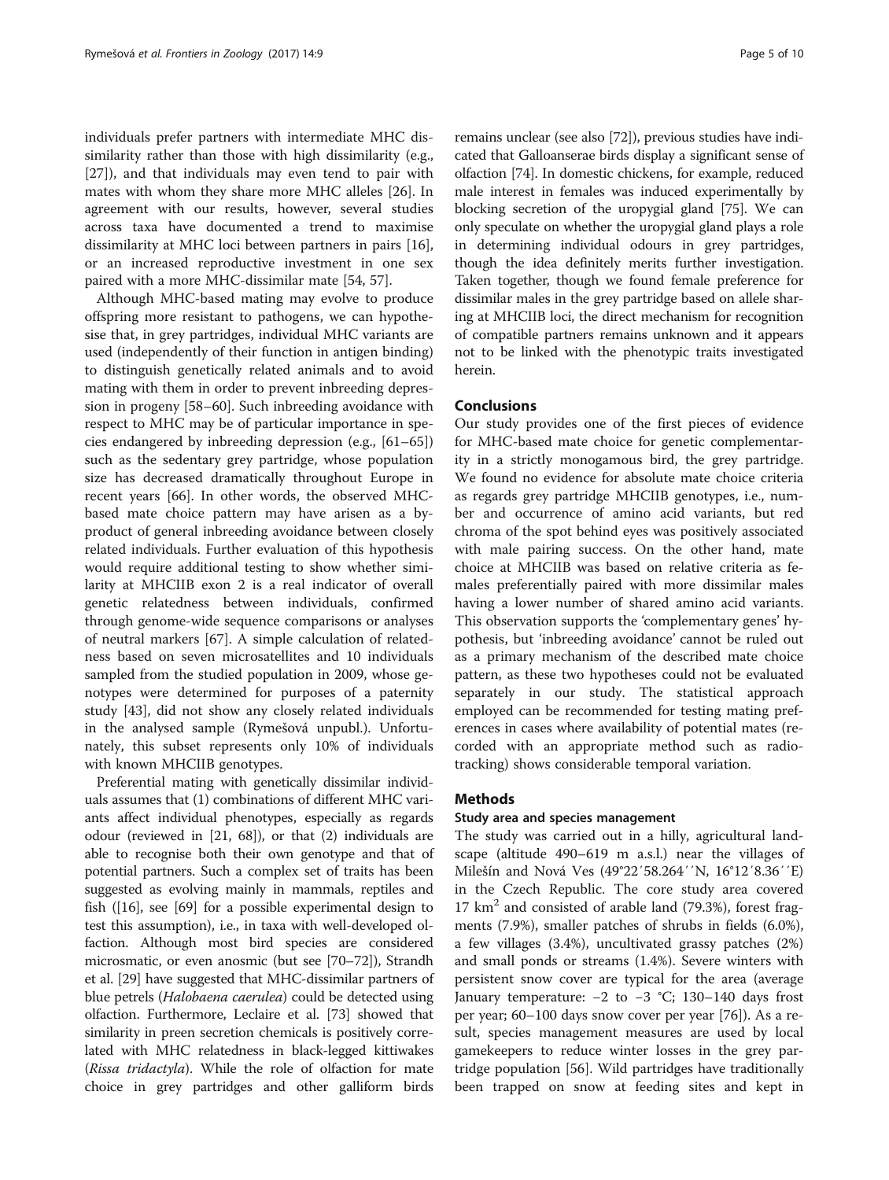individuals prefer partners with intermediate MHC dissimilarity rather than those with high dissimilarity (e.g., [27]), and that individuals may even tend to pair with mates with whom they share more MHC alleles [26]. In agreement with our results, however, several studies across taxa have documented a trend to maximise dissimilarity at MHC loci between partners in pairs [16], or an increased reproductive investment in one sex paired with a more MHC-dissimilar mate [54, 57].

Although MHC-based mating may evolve to produce offspring more resistant to pathogens, we can hypothesise that, in grey partridges, individual MHC variants are used (independently of their function in antigen binding) to distinguish genetically related animals and to avoid mating with them in order to prevent inbreeding depression in progeny [58–60]. Such inbreeding avoidance with respect to MHC may be of particular importance in species endangered by inbreeding depression (e.g., [61–65]) such as the sedentary grey partridge, whose population size has decreased dramatically throughout Europe in recent years [66]. In other words, the observed MHC-based mate choice pattern may have arisen as a by-product of general inbreeding avoidance between closely related individuals. Further evaluation of this hypothesis would require additional testing to show whether similarity at MHCIIB exon 2 is a real indicator of overall genetic relatedness between individuals, confirmed through genome-wide sequence comparisons or analyses of neutral markers [67]. A simple calculation of relatedness based on seven microsatellites and 10 individuals sampled from the studied population in 2009, whose genotypes were determined for purposes of a paternity study [43], did not show any closely related individuals in the analysed sample (Rymešová unpubl.). Unfortunately, this subset represents only 10% of individuals with known MHCIIB genotypes.

Preferential mating with genetically dissimilar individuals assumes that (1) combinations of different MHC variants affect individual phenotypes, especially as regards odour (reviewed in [21, 68]), or that (2) individuals are able to recognise both their own genotype and that of potential partners. Such a complex set of traits has been suggested as evolving mainly in mammals, reptiles and fish ([16], see [69] for a possible experimental design to test this assumption), i.e., in taxa with well-developed olfaction. Although most bird species are considered microsmatic, or even anosmic (but see [70–72]), Strandh et al. [29] have suggested that MHC-dissimilar partners of blue petrels (*Halobaena caerulea*) could be detected using olfaction. Furthermore, Leclaire et al. [73] showed that similarity in preen secretion chemicals is positively correlated with MHC relatedness in black-legged kittiwakes (*Rissa tridactyla*). While the role of olfaction for mate choice in grey partridges and other galliform birds remains unclear (see also [72]), previous studies have indicated that Galloanserae birds display a significant sense of olfaction [74]. In domestic chickens, for example, reduced male interest in females was induced experimentally by blocking secretion of the uropygial gland [75]. We can only speculate on whether the uropygial gland plays a role in determining individual odours in grey partridges, though the idea definitely merits further investigation. Taken together, though we found female preference for dissimilar males in the grey partridge based on allele sharing at MHCIIB loci, the direct mechanism for recognition of compatible partners remains unknown and it appears not to be linked with the phenotypic traits investigated herein.

## Conclusions

Our study provides one of the first pieces of evidence for MHC-based mate choice for genetic complementarity in a strictly monogamous bird, the grey partridge. We found no evidence for absolute mate choice criteria as regards grey partridge MHCIIB genotypes, i.e., number and occurrence of amino acid variants, but red chroma of the spot behind eyes was positively associated with male pairing success. On the other hand, mate choice at MHCIIB was based on relative criteria as females preferentially paired with more dissimilar males having a lower number of shared amino acid variants. This observation supports the 'complementary genes' hypothesis, but 'inbreeding avoidance' cannot be ruled out as a primary mechanism of the described mate choice pattern, as these two hypotheses could not be evaluated separately in our study. The statistical approach employed can be recommended for testing mating preferences in cases where availability of potential mates (recorded with an appropriate method such as radio-tracking) shows considerable temporal variation.

## Methods

### Study area and species management

The study was carried out in a hilly, agricultural landscape (altitude 490–619 m a.s.l.) near the villages of Milešín and Nová Ves (49°22′58.264′′N, 16°12′8.36′′E) in the Czech Republic. The core study area covered 17 $km^2$ and consisted of arable land (79.3%), forest fragments (7.9%), smaller patches of shrubs in fields (6.0%), a few villages (3.4%), uncultivated grassy patches (2%) and small ponds or streams (1.4%). Severe winters with persistent snow cover are typical for the area (average January temperature: −2 to −3 °C; 130–140 days frost per year; 60–100 days snow cover per year [76]). As a result, species management measures are used by local gamekeepers to reduce winter losses in the grey partridge population [56]. Wild partridges have traditionally been trapped on snow at feeding sites and kept in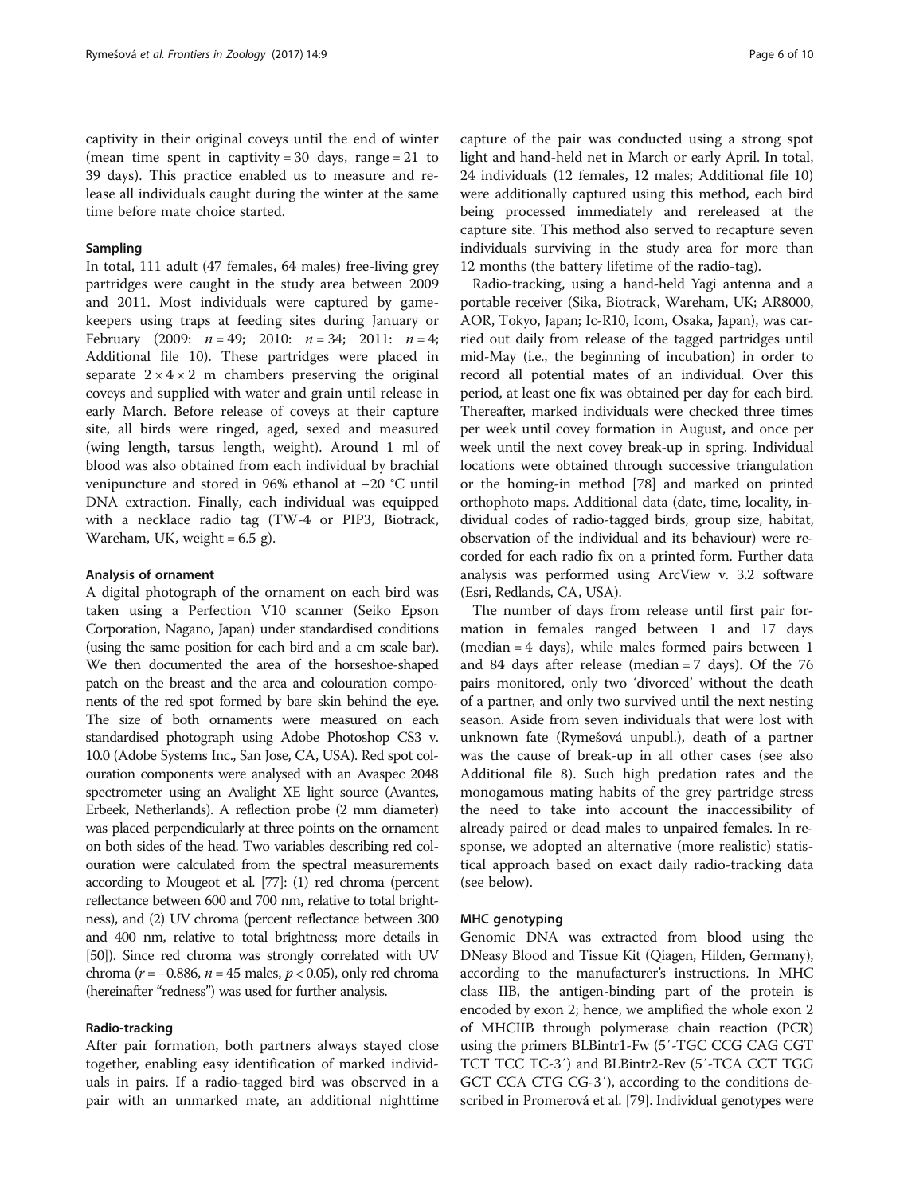captivity in their original coveys until the end of winter (mean time spent in captivity = 30 days, range = 21 to 39 days). This practice enabled us to measure and release all individuals caught during the winter at the same time before mate choice started.

### Sampling

In total, 111 adult (47 females, 64 males) free-living grey partridges were caught in the study area between 2009 and 2011. Most individuals were captured by gamekeepers using traps at feeding sites during January or February (2009: $n = 49$; 2010: $n = 34$; 2011: $n = 4$; Additional file 10). These partridges were placed in separate $2 \times 4 \times 2$ m chambers preserving the original coveys and supplied with water and grain until release in early March. Before release of coveys at their capture site, all birds were ringed, aged, sexed and measured (wing length, tarsus length, weight). Around 1 ml of blood was also obtained from each individual by brachial venipuncture and stored in 96% ethanol at −20 °C until DNA extraction. Finally, each individual was equipped with a necklace radio tag (TW-4 or PIP3, Biotrack, Wareham, UK, weight = 6.5 g).

### Analysis of ornament

A digital photograph of the ornament on each bird was taken using a Perfection V10 scanner (Seiko Epson Corporation, Nagano, Japan) under standardised conditions (using the same position for each bird and a cm scale bar). We then documented the area of the horseshoe-shaped patch on the breast and the area and colouration components of the red spot formed by bare skin behind the eye. The size of both ornaments were measured on each standardised photograph using Adobe Photoshop CS3 v. 10.0 (Adobe Systems Inc., San Jose, CA, USA). Red spot colouration components were analysed with an Avaspec 2048 spectrometer using an Avalight XE light source (Avantes, Erbeek, Netherlands). A reflection probe (2 mm diameter) was placed perpendicularly at three points on the ornament on both sides of the head. Two variables describing red colouration were calculated from the spectral measurements according to Mougeot et al. [77]: (1) red chroma (percent reflectance between 600 and 700 nm, relative to total brightness), and (2) UV chroma (percent reflectance between 300 and 400 nm, relative to total brightness; more details in [50]). Since red chroma was strongly correlated with UV chroma ($r = -0.886$, $n = 45$ males, $p < 0.05$), only red chroma (hereinafter "redness") was used for further analysis.

### Radio-tracking

After pair formation, both partners always stayed close together, enabling easy identification of marked individuals in pairs. If a radio-tagged bird was observed in a pair with an unmarked mate, an additional nighttime capture of the pair was conducted using a strong spot light and hand-held net in March or early April. In total, 24 individuals (12 females, 12 males; Additional file 10) were additionally captured using this method, each bird being processed immediately and rereleased at the capture site. This method also served to recapture seven individuals surviving in the study area for more than 12 months (the battery lifetime of the radio-tag).

Radio-tracking, using a hand-held Yagi antenna and a portable receiver (Sika, Biotrack, Wareham, UK; AR8000, AOR, Tokyo, Japan; Ic-R10, Icom, Osaka, Japan), was carried out daily from release of the tagged partridges until mid-May (i.e., the beginning of incubation) in order to record all potential mates of an individual. Over this period, at least one fix was obtained per day for each bird. Thereafter, marked individuals were checked three times per week until covey formation in August, and once per week until the next covey break-up in spring. Individual locations were obtained through successive triangulation or the homing-in method [78] and marked on printed orthophoto maps. Additional data (date, time, locality, individual codes of radio-tagged birds, group size, habitat, observation of the individual and its behaviour) were recorded for each radio fix on a printed form. Further data analysis was performed using ArcView v. 3.2 software (Esri, Redlands, CA, USA).

The number of days from release until first pair formation in females ranged between 1 and 17 days (median = 4 days), while males formed pairs between 1 and 84 days after release (median = 7 days). Of the 76 pairs monitored, only two 'divorced' without the death of a partner, and only two survived until the next nesting season. Aside from seven individuals that were lost with unknown fate (Rymešová unpubl.), death of a partner was the cause of break-up in all other cases (see also Additional file 8). Such high predation rates and the monogamous mating habits of the grey partridge stress the need to take into account the inaccessibility of already paired or dead males to unpaired females. In response, we adopted an alternative (more realistic) statistical approach based on exact daily radio-tracking data (see below).

### MHC genotyping

Genomic DNA was extracted from blood using the DNeasy Blood and Tissue Kit (Qiagen, Hilden, Germany), according to the manufacturer's instructions. In MHC class IIB, the antigen-binding part of the protein is encoded by exon 2; hence, we amplified the whole exon 2 of MHCIIB through polymerase chain reaction (PCR) using the primers BLBintr1-Fw (5′-TGC CCG CAG CGT TCT TCC TC-3′) and BLBintr2-Rev (5′-TCA CCT TGG GCT CCA CTG CG-3′), according to the conditions described in Promerová et al. [79]. Individual genotypes were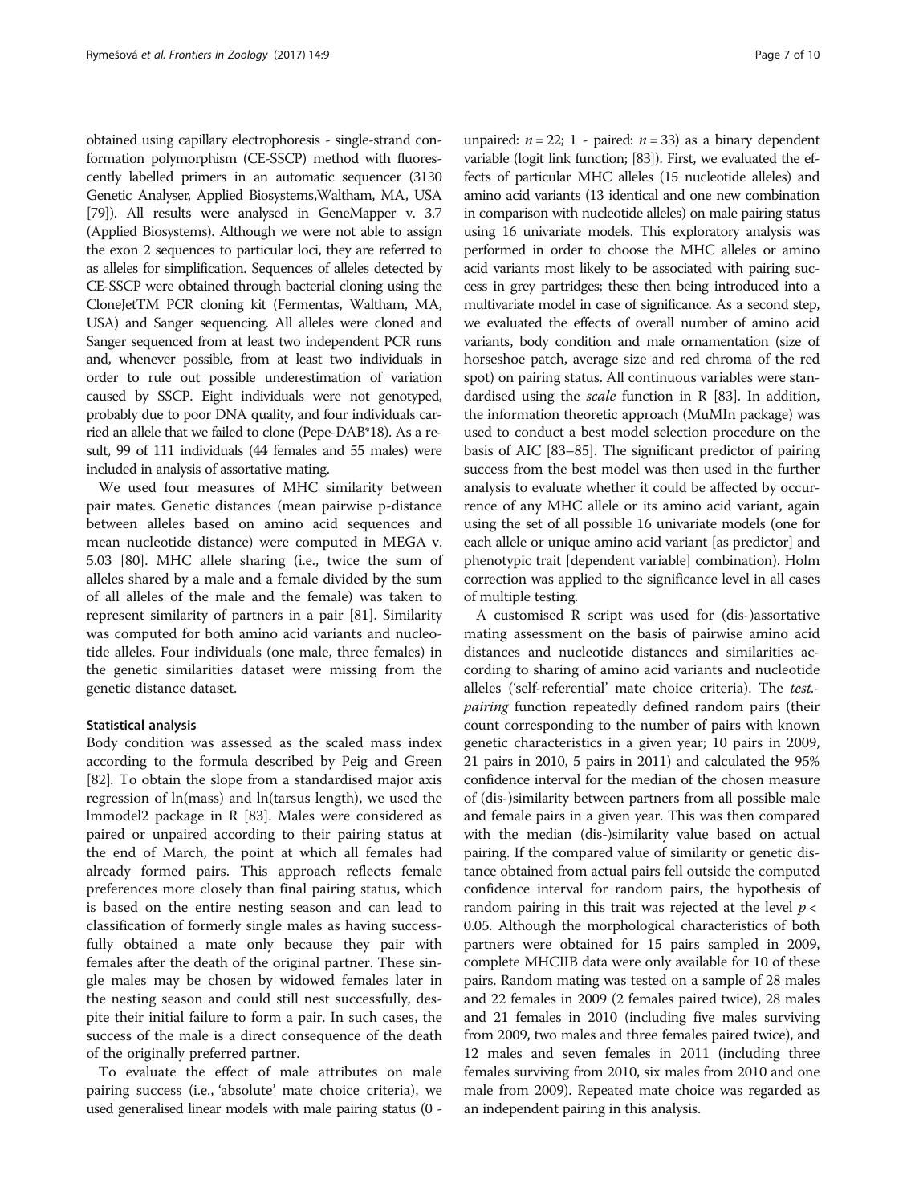obtained using capillary electrophoresis - single-strand conformation polymorphism (CE-SSCP) method with fluorescently labelled primers in an automatic sequencer (3130 Genetic Analyser, Applied Biosystems,Waltham, MA, USA [79]). All results were analysed in GeneMapper v. 3.7 (Applied Biosystems). Although we were not able to assign the exon 2 sequences to particular loci, they are referred to as alleles for simplification. Sequences of alleles detected by CE-SSCP were obtained through bacterial cloning using the CloneJetTM PCR cloning kit (Fermentas, Waltham, MA, USA) and Sanger sequencing. All alleles were cloned and Sanger sequenced from at least two independent PCR runs and, whenever possible, from at least two individuals in order to rule out possible underestimation of variation caused by SSCP. Eight individuals were not genotyped, probably due to poor DNA quality, and four individuals carried an allele that we failed to clone (Pepe-DAB*18). As a result, 99 of 111 individuals (44 females and 55 males) were included in analysis of assortative mating.

We used four measures of MHC similarity between pair mates. Genetic distances (mean pairwise p-distance between alleles based on amino acid sequences and mean nucleotide distance) were computed in MEGA v. 5.03 [80]. MHC allele sharing (i.e., twice the sum of alleles shared by a male and a female divided by the sum of all alleles of the male and the female) was taken to represent similarity of partners in a pair [81]. Similarity was computed for both amino acid variants and nucleotide alleles. Four individuals (one male, three females) in the genetic similarities dataset were missing from the genetic distance dataset.

### Statistical analysis

Body condition was assessed as the scaled mass index according to the formula described by Peig and Green [82]. To obtain the slope from a standardised major axis regression of ln(mass) and ln(tarsus length), we used the lmmodel2 package in R [83]. Males were considered as paired or unpaired according to their pairing status at the end of March, the point at which all females had already formed pairs. This approach reflects female preferences more closely than final pairing status, which is based on the entire nesting season and can lead to classification of formerly single males as having successfully obtained a mate only because they pair with females after the death of the original partner. These single males may be chosen by widowed females later in the nesting season and could still nest successfully, despite their initial failure to form a pair. In such cases, the success of the male is a direct consequence of the death of the originally preferred partner.

To evaluate the effect of male attributes on male pairing success (i.e., 'absolute' mate choice criteria), we used generalised linear models with male pairing status (0 - unpaired: $n = 22$; 1 - paired: $n = 33$) as a binary dependent variable (logit link function; [83]). First, we evaluated the effects of particular MHC alleles (15 nucleotide alleles) and amino acid variants (13 identical and one new combination in comparison with nucleotide alleles) on male pairing status using 16 univariate models. This exploratory analysis was performed in order to choose the MHC alleles or amino acid variants most likely to be associated with pairing success in grey partridges; these then being introduced into a multivariate model in case of significance. As a second step, we evaluated the effects of overall number of amino acid variants, body condition and male ornamentation (size of horseshoe patch, average size and red chroma of the red spot) on pairing status. All continuous variables were standardised using the *scale* function in R [83]. In addition, the information theoretic approach (MuMIn package) was used to conduct a best model selection procedure on the basis of AIC [83–85]. The significant predictor of pairing success from the best model was then used in the further analysis to evaluate whether it could be affected by occurrence of any MHC allele or its amino acid variant, again using the set of all possible 16 univariate models (one for each allele or unique amino acid variant [as predictor] and phenotypic trait [dependent variable] combination). Holm correction was applied to the significance level in all cases of multiple testing.

A customised R script was used for (dis-)assortative mating assessment on the basis of pairwise amino acid distances and nucleotide distances and similarities according to sharing of amino acid variants and nucleotide alleles ('self-referential' mate choice criteria). The *test.-pairing* function repeatedly defined random pairs (their count corresponding to the number of pairs with known genetic characteristics in a given year; 10 pairs in 2009, 21 pairs in 2010, 5 pairs in 2011) and calculated the 95% confidence interval for the median of the chosen measure of (dis-)similarity between partners from all possible male and female pairs in a given year. This was then compared with the median (dis-)similarity value based on actual pairing. If the compared value of similarity or genetic distance obtained from actual pairs fell outside the computed confidence interval for random pairs, the hypothesis of random pairing in this trait was rejected at the level $p < 0.05$. Although the morphological characteristics of both partners were obtained for 15 pairs sampled in 2009, complete MHCIIB data were only available for 10 of these pairs. Random mating was tested on a sample of 28 males and 22 females in 2009 (2 females paired twice), 28 males and 21 females in 2010 (including five males surviving from 2009, two males and three females paired twice), and 12 males and seven females in 2011 (including three females surviving from 2010, six males from 2010 and one male from 2009). Repeated mate choice was regarded as an independent pairing in this analysis.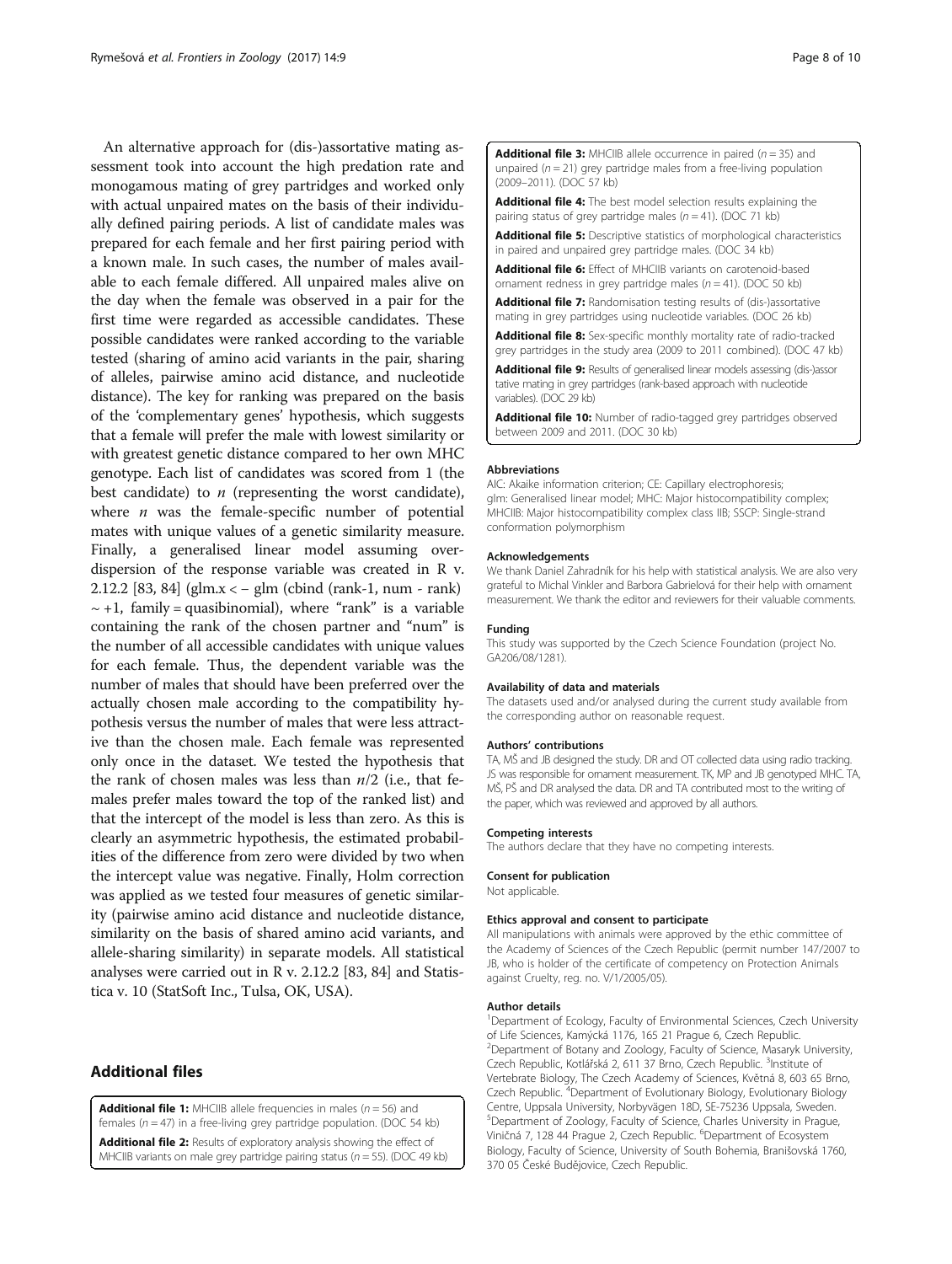An alternative approach for (dis-)assortative mating assessment took into account the high predation rate and monogamous mating of grey partridges and worked only with actual unpaired mates on the basis of their individually defined pairing periods. A list of candidate males was prepared for each female and her first pairing period with a known male. In such cases, the number of males available to each female differed. All unpaired males alive on the day when the female was observed in a pair for the first time were regarded as accessible candidates. These possible candidates were ranked according to the variable tested (sharing of amino acid variants in the pair, sharing of alleles, pairwise amino acid distance, and nucleotide distance). The key for ranking was prepared on the basis of the 'complementary genes' hypothesis, which suggests that a female will prefer the male with lowest similarity or with greatest genetic distance compared to her own MHC genotype. Each list of candidates was scored from 1 (the best candidate) to $n$ (representing the worst candidate), where $n$ was the female-specific number of potential mates with unique values of a genetic similarity measure. Finally, a generalised linear model assuming overdispersion of the response variable was created in R v. 2.12.2 [83, 84] (glm.x < − glm (cbind (rank-1, num - rank) ~ +1, family = quasibinomial), where "rank" is a variable containing the rank of the chosen partner and "num" is the number of all accessible candidates with unique values for each female. Thus, the dependent variable was the number of males that should have been preferred over the actually chosen male according to the compatibility hypothesis versus the number of males that were less attractive than the chosen male. Each female was represented only once in the dataset. We tested the hypothesis that the rank of chosen males was less than $n/2$ (i.e., that females prefer males toward the top of the ranked list) and that the intercept of the model is less than zero. As this is clearly an asymmetric hypothesis, the estimated probabilities of the difference from zero were divided by two when the intercept value was negative. Finally, Holm correction was applied as we tested four measures of genetic similarity (pairwise amino acid distance and nucleotide distance, similarity on the basis of shared amino acid variants, and allele-sharing similarity) in separate models. All statistical analyses were carried out in R v. 2.12.2 [83, 84] and Statistica v. 10 (StatSoft Inc., Tulsa, OK, USA).

## Additional files

**Additional file 1:** MHCIIB allele frequencies in males ($n = 56$) and females ($n = 47$) in a free-living grey partridge population. (DOC 54 kb)

**Additional file 2:** Results of exploratory analysis showing the effect of MHCIIB variants on male grey partridge pairing status ($n = 55$). (DOC 49 kb)

**Additional file 3:** MHCIIB allele occurrence in paired ($n = 35$) and unpaired ($n = 21$) grey partridge males from a free-living population (2009–2011). (DOC 57 kb)

**Additional file 4:** The best model selection results explaining the pairing status of grey partridge males ($n = 41$). (DOC 71 kb)

**Additional file 5:** Descriptive statistics of morphological characteristics in paired and unpaired grey partridge males. (DOC 34 kb)

**Additional file 6:** Effect of MHCIIB variants on carotenoid-based ornament redness in grey partridge males ($n = 41$). (DOC 50 kb)

**Additional file 7:** Randomisation testing results of (dis-)assortative mating in grey partridges using nucleotide variables. (DOC 26 kb)

**Additional file 8:** Sex-specific monthly mortality rate of radio-tracked grey partridges in the study area (2009 to 2011 combined). (DOC 47 kb)

**Additional file 9:** Results of generalised linear models assessing (dis-)assortative mating in grey partridges (rank-based approach with nucleotide variables). (DOC 29 kb)

**Additional file 10:** Number of radio-tagged grey partridges observed between 2009 and 2011. (DOC 30 kb)

#### Abbreviations

AIC: Akaike information criterion; CE: Capillary electrophoresis; glm: Generalised linear model; MHC: Major histocompatibility complex; MHCIIB: Major histocompatibility complex class IIB; SSCP: Single-strand conformation polymorphism

#### Acknowledgements

We thank Daniel Zahradník for his help with statistical analysis. We are also very grateful to Michal Vinkler and Barbora Gabrielová for their help with ornament measurement. We thank the editor and reviewers for their valuable comments.

#### Funding

This study was supported by the Czech Science Foundation (project No. GA206/08/1281).

#### Availability of data and materials

The datasets used and/or analysed during the current study available from the corresponding author on reasonable request.

#### Authors' contributions

TA, MŠ and JB designed the study. DR and OT collected data using radio tracking. JS was responsible for ornament measurement. TK, MP and JB genotyped MHC. TA, MŠ, PŠ and DR analysed the data. DR and TA contributed most to the writing of the paper, which was reviewed and approved by all authors.

#### Competing interests

The authors declare that they have no competing interests.

#### Consent for publication

Not applicable.

#### Ethics approval and consent to participate

All manipulations with animals were approved by the ethic committee of the Academy of Sciences of the Czech Republic (permit number 147/2007 to JB, who is holder of the certificate of competency on Protection Animals against Cruelty, reg. no. V/1/2005/05).

#### Author details

[1]Department of Ecology, Faculty of Environmental Sciences, Czech University of Life Sciences, Kamýcká 1176, 165 21 Prague 6, Czech Republic. [2]Department of Botany and Zoology, Faculty of Science, Masaryk University, Czech Republic, Kotlářská 2, 611 37 Brno, Czech Republic. [3]Institute of Vertebrate Biology, The Czech Academy of Sciences, Květná 8, 603 65 Brno, Czech Republic. [4]Department of Evolutionary Biology, Evolutionary Biology Centre, Uppsala University, Norbyvägen 18D, SE-75236 Uppsala, Sweden. [5]Department of Zoology, Faculty of Science, Charles University in Prague, Viničná 7, 128 44 Prague 2, Czech Republic. [6]Department of Ecosystem Biology, Faculty of Science, University of South Bohemia, Branišovská 1760, 370 05 České Budějovice, Czech Republic.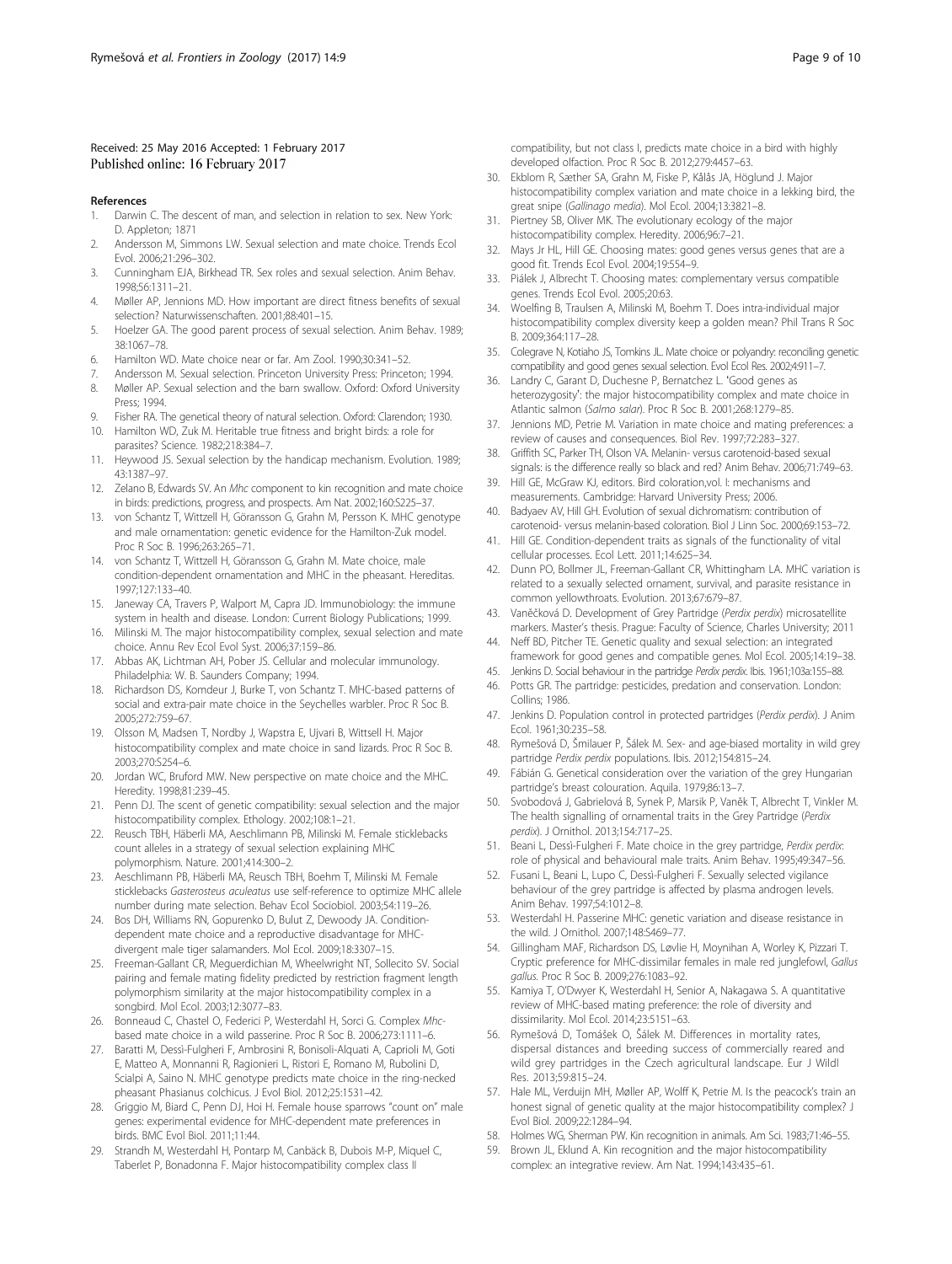Received: 25 May 2016 Accepted: 1 February 2017
Published online: 16 February 2017

## References

1. Darwin C. The descent of man, and selection in relation to sex. New York: D. Appleton; 1871
2. Andersson M, Simmons LW. Sexual selection and mate choice. Trends Ecol Evol. 2006;21:296–302.
3. Cunningham EJA, Birkhead TR. Sex roles and sexual selection. Anim Behav. 1998;56:1311–21.
4. Møller AP, Jennions MD. How important are direct fitness benefits of sexual selection? Naturwissenschaften. 2001;88:401–15.
5. Hoelzer GA. The good parent process of sexual selection. Anim Behav. 1989; 38:1067–78.
6. Hamilton WD. Mate choice near or far. Am Zool. 1990;30:341–52.
7. Andersson M. Sexual selection. Princeton University Press: Princeton; 1994.
8. Møller AP. Sexual selection and the barn swallow. Oxford: Oxford University Press; 1994.
9. Fisher RA. The genetical theory of natural selection. Oxford: Clarendon; 1930.
10. Hamilton WD, Zuk M. Heritable true fitness and bright birds: a role for parasites? Science. 1982;218:384–7.
11. Heywood JS. Sexual selection by the handicap mechanism. Evolution. 1989; 43:1387–97.
12. Zelano B, Edwards SV. An *Mhc* component to kin recognition and mate choice in birds: predictions, progress, and prospects. Am Nat. 2002;160:S225–37.
13. von Schantz T, Wittzell H, Göransson G, Grahn M, Persson K. MHC genotype and male ornamentation: genetic evidence for the Hamilton-Zuk model. Proc R Soc B. 1996;263:265–71.
14. von Schantz T, Wittzell H, Göransson G, Grahn M. Mate choice, male condition-dependent ornamentation and MHC in the pheasant. Hereditas. 1997;127:133–40.
15. Janeway CA, Travers P, Walport M, Capra JD. Immunobiology: the immune system in health and disease. London: Current Biology Publications; 1999.
16. Milinski M. The major histocompatibility complex, sexual selection and mate choice. Annu Rev Ecol Evol Syst. 2006;37:159–86.
17. Abbas AK, Lichtman AH, Pober JS. Cellular and molecular immunology. Philadelphia: W. B. Saunders Company; 1994.
18. Richardson DS, Komdeur J, Burke T, von Schantz T. MHC-based patterns of social and extra-pair mate choice in the Seychelles warbler. Proc R Soc B. 2005;272:759–67.
19. Olsson M, Madsen T, Nordby J, Wapstra E, Ujvari B, Wittsell H. Major histocompatibility complex and mate choice in sand lizards. Proc R Soc B. 2003;270:S254–6.
20. Jordan WC, Bruford MW. New perspective on mate choice and the MHC. Heredity. 1998;81:239–45.
21. Penn DJ. The scent of genetic compatibility: sexual selection and the major histocompatibility complex. Ethology. 2002;108:1–21.
22. Reusch TBH, Häberli MA, Aeschlimann PB, Milinski M. Female sticklebacks count alleles in a strategy of sexual selection explaining MHC polymorphism. Nature. 2001;414:300–2.
23. Aeschlimann PB, Häberli MA, Reusch TBH, Boehm T, Milinski M. Female sticklebacks *Gasterosteus aculeatus* use self-reference to optimize MHC allele number during mate selection. Behav Ecol Sociobiol. 2003;54:119–26.
24. Bos DH, Williams RN, Gopurenko D, Bulut Z, Dewoody JA. Condition-dependent mate choice and a reproductive disadvantage for MHC-divergent male tiger salamanders. Mol Ecol. 2009;18:3307–15.
25. Freeman-Gallant CR, Meguerdichian M, Wheelwright NT, Sollecito SV. Social pairing and female mating fidelity predicted by restriction fragment length polymorphism similarity at the major histocompatibility complex in a songbird. Mol Ecol. 2003;12:3077–83.
26. Bonneaud C, Chastel O, Federici P, Westerdahl H, Sorci G. Complex *Mhc*-based mate choice in a wild passerine. Proc R Soc B. 2006;273:1111–6.
27. Baratti M, Dessì-Fulgheri F, Ambrosini R, Bonisoli-Alquati A, Caprioli M, Goti E, Matteo A, Monnanni R, Ragionieri L, Ristori E, Romano M, Rubolini D, Scialpi A, Saino N. MHC genotype predicts mate choice in the ring-necked pheasant Phasianus colchicus. J Evol Biol. 2012;25:1531–42.
28. Griggio M, Biard C, Penn DJ, Hoi H. Female house sparrows "count on" male genes: experimental evidence for MHC-dependent mate preferences in birds. BMC Evol Biol. 2011;11:44.
29. Strandh M, Westerdahl H, Pontarp M, Canbäck B, Dubois M-P, Miquel C, Taberlet P, Bonadonna F. Major histocompatibility complex class II compatibility, but not class I, predicts mate choice in a bird with highly developed olfaction. Proc R Soc B. 2012;279:4457–63.
30. Ekblom R, Sæther SA, Grahn M, Fiske P, Kålås JA, Höglund J. Major histocompatibility complex variation and mate choice in a lekking bird, the great snipe (*Gallinago media*). Mol Ecol. 2004;13:3821–8.
31. Piertney SB, Oliver MK. The evolutionary ecology of the major histocompatibility complex. Heredity. 2006;96:7–21.
32. Mays Jr HL, Hill GE. Choosing mates: good genes versus genes that are a good fit. Trends Ecol Evol. 2004;19:554–9.
33. Piálek J, Albrecht T. Choosing mates: complementary versus compatible genes. Trends Ecol Evol. 2005;20:63.
34. Woelfing B, Traulsen A, Milinski M, Boehm T. Does intra-individual major histocompatibility complex diversity keep a golden mean? Phil Trans R Soc B. 2009;364:117–28.
35. Colegrave N, Kotiaho JS, Tomkins JL. Mate choice or polyandry: reconciling genetic compatibility and good genes sexual selection. Evol Ecol Res. 2002;4:911–7.
36. Landry C, Garant D, Duchesne P, Bernatchez L. 'Good genes as heterozygosity': the major histocompatibility complex and mate choice in Atlantic salmon (*Salmo salar*). Proc R Soc B. 2001;268:1279–85.
37. Jennions MD, Petrie M. Variation in mate choice and mating preferences: a review of causes and consequences. Biol Rev. 1997;72:283–327.
38. Griffith SC, Parker TH, Olson VA. Melanin- versus carotenoid-based sexual signals: is the difference really so black and red? Anim Behav. 2006;71:749–63.
39. Hill GE, McGraw KJ, editors. Bird coloration,vol. I: mechanisms and measurements. Cambridge: Harvard University Press; 2006.
40. Badyaev AV, Hill GH. Evolution of sexual dichromatism: contribution of carotenoid- versus melanin-based coloration. Biol J Linn Soc. 2000;69:153–72.
41. Hill GE. Condition-dependent traits as signals of the functionality of vital cellular processes. Ecol Lett. 2011;14:625–34.
42. Dunn PO, Bollmer JL, Freeman-Gallant CR, Whittingham LA. MHC variation is related to a sexually selected ornament, survival, and parasite resistance in common yellowthroats. Evolution. 2013;67:679–87.
43. Vaněčková D. Development of Grey Partridge (*Perdix perdix*) microsatellite markers. Master's thesis. Prague: Faculty of Science, Charles University; 2011
44. Neff BD, Pitcher TE. Genetic quality and sexual selection: an integrated framework for good genes and compatible genes. Mol Ecol. 2005;14:19–38.
45. Jenkins D. Social behaviour in the partridge *Perdix perdix*. Ibis. 1961;103a:155–88.
46. Potts GR. The partridge: pesticides, predation and conservation. London: Collins; 1986.
47. Jenkins D. Population control in protected partridges (*Perdix perdix*). J Anim Ecol. 1961;30:235–58.
48. Rymešová D, Šmilauer P, Šálek M. Sex- and age-biased mortality in wild grey partridge *Perdix perdix* populations. Ibis. 2012;154:815–24.
49. Fábián G. Genetical consideration over the variation of the grey Hungarian partridge's breast colouration. Aquila. 1979;86:13–7.
50. Svobodová J, Gabrielová B, Synek P, Marsik P, Vaněk T, Albrecht T, Vinkler M. The health signalling of ornamental traits in the Grey Partridge (*Perdix perdix*). J Ornithol. 2013;154:717–25.
51. Beani L, Dessì-Fulgheri F. Mate choice in the grey partridge, *Perdix perdix*: role of physical and behavioural male traits. Anim Behav. 1995;49:347–56.
52. Fusani L, Beani L, Lupo C, Dessì-Fulgheri F. Sexually selected vigilance behaviour of the grey partridge is affected by plasma androgen levels. Anim Behav. 1997;54:1012–8.
53. Westerdahl H. Passerine MHC: genetic variation and disease resistance in the wild. J Ornithol. 2007;148:S469–77.
54. Gillingham MAF, Richardson DS, Løvlie H, Moynihan A, Worley K, Pizzari T. Cryptic preference for MHC-dissimilar females in male red junglefowl, *Gallus gallus*. Proc R Soc B. 2009;276:1083–92.
55. Kamiya T, O'Dwyer K, Westerdahl H, Senior A, Nakagawa S. A quantitative review of MHC-based mating preference: the role of diversity and dissimilarity. Mol Ecol. 2014;23:5151–63.
56. Rymešová D, Tomášek O, Šálek M. Differences in mortality rates, dispersal distances and breeding success of commercially reared and wild grey partridges in the Czech agricultural landscape. Eur J Wildl Res. 2013;59:815–24.
57. Hale ML, Verduijn MH, Møller AP, Wolff K, Petrie M. Is the peacock's train an honest signal of genetic quality at the major histocompatibility complex? J Evol Biol. 2009;22:1284–94.
58. Holmes WG, Sherman PW. Kin recognition in animals. Am Sci. 1983;71:46–55.
59. Brown JL, Eklund A. Kin recognition and the major histocompatibility complex: an integrative review. Am Nat. 1994;143:435–61.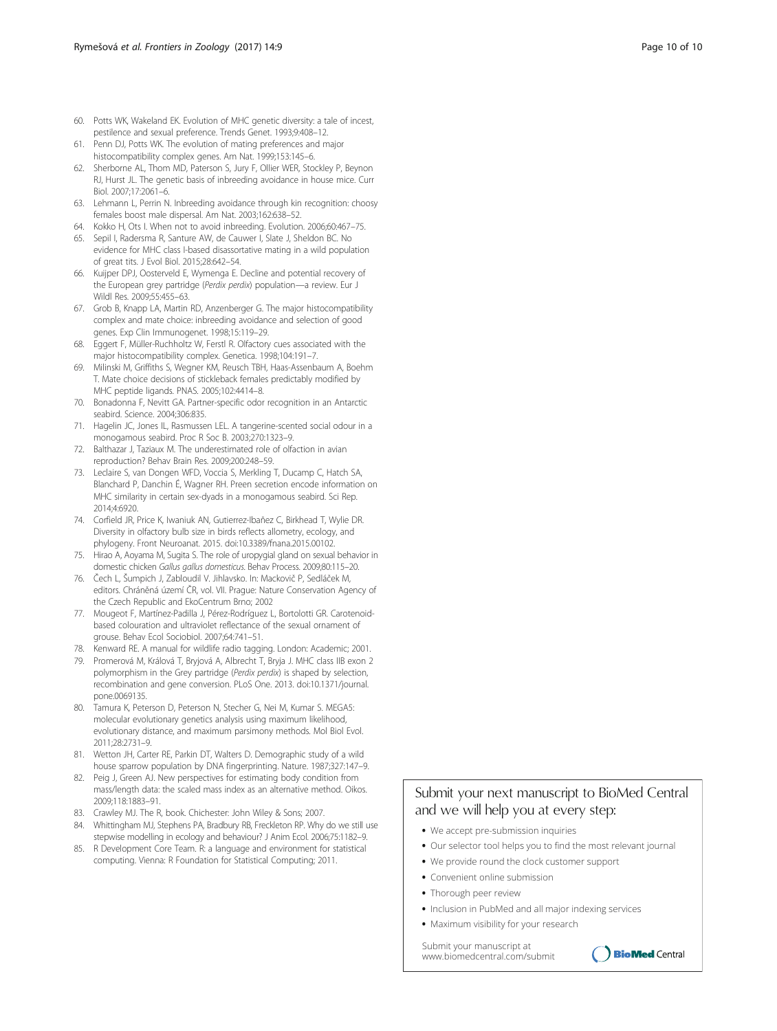60. Potts WK, Wakeland EK. Evolution of MHC genetic diversity: a tale of incest, pestilence and sexual preference. Trends Genet. 1993;9:408–12.
61. Penn DJ, Potts WK. The evolution of mating preferences and major histocompatibility complex genes. Am Nat. 1999;153:145–6.
62. Sherborne AL, Thom MD, Paterson S, Jury F, Ollier WER, Stockley P, Beynon RJ, Hurst JL. The genetic basis of inbreeding avoidance in house mice. Curr Biol. 2007;17:2061–6.
63. Lehmann L, Perrin N. Inbreeding avoidance through kin recognition: choosy females boost male dispersal. Am Nat. 2003;162:638–52.
64. Kokko H, Ots I. When not to avoid inbreeding. Evolution. 2006;60:467–75.
65. Sepil I, Radersma R, Santure AW, de Cauwer I, Slate J, Sheldon BC. No evidence for MHC class I-based disassortative mating in a wild population of great tits. J Evol Biol. 2015;28:642–54.
66. Kuijper DPJ, Oosterveld E, Wymenga E. Decline and potential recovery of the European grey partridge (*Perdix perdix*) population—a review. Eur J Wildl Res. 2009;55:455–63.
67. Grob B, Knapp LA, Martin RD, Anzenberger G. The major histocompatibility complex and mate choice: inbreeding avoidance and selection of good genes. Exp Clin Immunogenet. 1998;15:119–29.
68. Eggert F, Müller-Ruchholtz W, Ferstl R. Olfactory cues associated with the major histocompatibility complex. Genetica. 1998;104:191–7.
69. Milinski M, Griffiths S, Wegner KM, Reusch TBH, Haas-Assenbaum A, Boehm T. Mate choice decisions of stickleback females predictably modified by MHC peptide ligands. PNAS. 2005;102:4414–8.
70. Bonadonna F, Nevitt GA. Partner-specific odor recognition in an Antarctic seabird. Science. 2004;306:835.
71. Hagelin JC, Jones IL, Rasmussen LEL. A tangerine-scented social odour in a monogamous seabird. Proc R Soc B. 2003;270:1323–9.
72. Balthazar J, Taziaux M. The underestimated role of olfaction in avian reproduction? Behav Brain Res. 2009;200:248–59.
73. Leclaire S, van Dongen WFD, Voccia S, Merkling T, Ducamp C, Hatch SA, Blanchard P, Danchin É, Wagner RH. Preen secretion encode information on MHC similarity in certain sex-dyads in a monogamous seabird. Sci Rep. 2014;4:6920.
74. Corfield JR, Price K, Iwaniuk AN, Gutierrez-Ibañez C, Birkhead T, Wylie DR. Diversity in olfactory bulb size in birds reflects allometry, ecology, and phylogeny. Front Neuroanat. 2015. doi:10.3389/fnana.2015.00102.
75. Hirao A, Aoyama M, Sugita S. The role of uropygial gland on sexual behavior in domestic chicken *Gallus gallus domesticus*. Behav Process. 2009;80:115–20.
76. Čech L, Šumpich J, Zabloudil V. Jihlavsko. In: Mackovič P, Sedláček M, editors. Chráněná území ČR, vol. VII. Prague: Nature Conservation Agency of the Czech Republic and EkoCentrum Brno; 2002
77. Mougeot F, Martínez-Padilla J, Pérez-Rodríguez L, Bortolotti GR. Carotenoid-based colouration and ultraviolet reflectance of the sexual ornament of grouse. Behav Ecol Sociobiol. 2007;64:741–51.
78. Kenward RE. A manual for wildlife radio tagging. London: Academic; 2001.
79. Promerová M, Králová T, Bryjová A, Albrecht T, Bryja J. MHC class IIB exon 2 polymorphism in the Grey partridge (*Perdix perdix*) is shaped by selection, recombination and gene conversion. PLoS One. 2013. doi:10.1371/journal.pone.0069135.
80. Tamura K, Peterson D, Peterson N, Stecher G, Nei M, Kumar S. MEGA5: molecular evolutionary genetics analysis using maximum likelihood, evolutionary distance, and maximum parsimony methods. Mol Biol Evol. 2011;28:2731–9.
81. Wetton JH, Carter RE, Parkin DT, Walters D. Demographic study of a wild house sparrow population by DNA fingerprinting. Nature. 1987;327:147–9.
82. Peig J, Green AJ. New perspectives for estimating body condition from mass/length data: the scaled mass index as an alternative method. Oikos. 2009;118:1883–91.
83. Crawley MJ. The R, book. Chichester: John Wiley & Sons; 2007.
84. Whittingham MJ, Stephens PA, Bradbury RB, Freckleton RP. Why do we still use stepwise modelling in ecology and behaviour? J Anim Ecol. 2006;75:1182–9.
85. R Development Core Team. R: a language and environment for statistical computing. Vienna: R Foundation for Statistical Computing; 2011.

Submit your next manuscript to BioMed Central and we will help you at every step:

- We accept pre-submission inquiries
- Our selector tool helps you to find the most relevant journal
- We provide round the clock customer support
- Convenient online submission
- Thorough peer review
- Inclusion in PubMed and all major indexing services
- Maximum visibility for your research

Submit your manuscript at www.biomedcentral.com/submit

BioMed Central